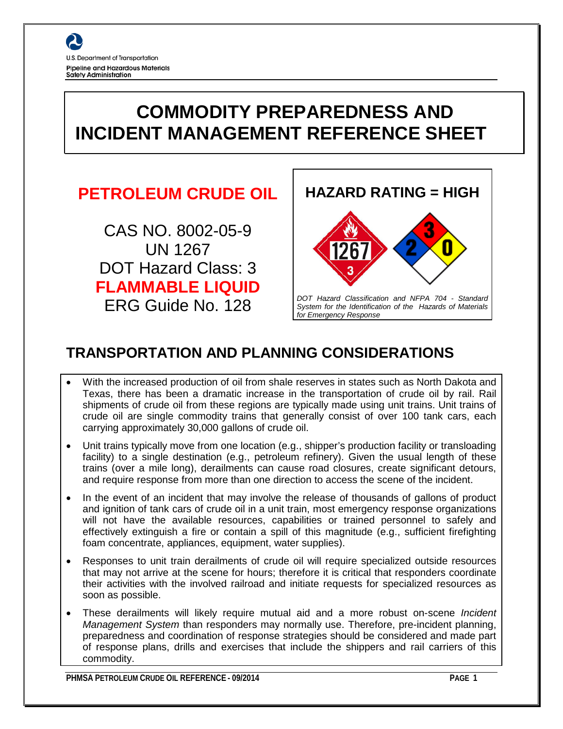U.S. Department of Transportation
Pipeline and Hazardous Materials Safety Administration

# COMMODITY PREPAREDNESS AND INCIDENT MANAGEMENT REFERENCE SHEET

## PETROLEUM CRUDE OIL

CAS NO. 8002-05-9
UN 1267
DOT Hazard Class: 3
**FLAMMABLE LIQUID**
ERG Guide No. 128

## HAZARD RATING = HIGH

*DOT Hazard Classification and NFPA 704 - Standard System for the Identification of the Hazards of Materials for Emergency Response*

## TRANSPORTATION AND PLANNING CONSIDERATIONS

- With the increased production of oil from shale reserves in states such as North Dakota and Texas, there has been a dramatic increase in the transportation of crude oil by rail. Rail shipments of crude oil from these regions are typically made using unit trains. Unit trains of crude oil are single commodity trains that generally consist of over 100 tank cars, each carrying approximately 30,000 gallons of crude oil.
- Unit trains typically move from one location (e.g., shipper's production facility or transloading facility) to a single destination (e.g., petroleum refinery). Given the usual length of these trains (over a mile long), derailments can cause road closures, create significant detours, and require response from more than one direction to access the scene of the incident.
- In the event of an incident that may involve the release of thousands of gallons of product and ignition of tank cars of crude oil in a unit train, most emergency response organizations will not have the available resources, capabilities or trained personnel to safely and effectively extinguish a fire or contain a spill of this magnitude (e.g., sufficient firefighting foam concentrate, appliances, equipment, water supplies).
- Responses to unit train derailments of crude oil will require specialized outside resources that may not arrive at the scene for hours; therefore it is critical that responders coordinate their activities with the involved railroad and initiate requests for specialized resources as soon as possible.
- These derailments will likely require mutual aid and a more robust on-scene *Incident Management System* than responders may normally use. Therefore, pre-incident planning, preparedness and coordination of response strategies should be considered and made part of response plans, drills and exercises that include the shippers and rail carriers of this commodity.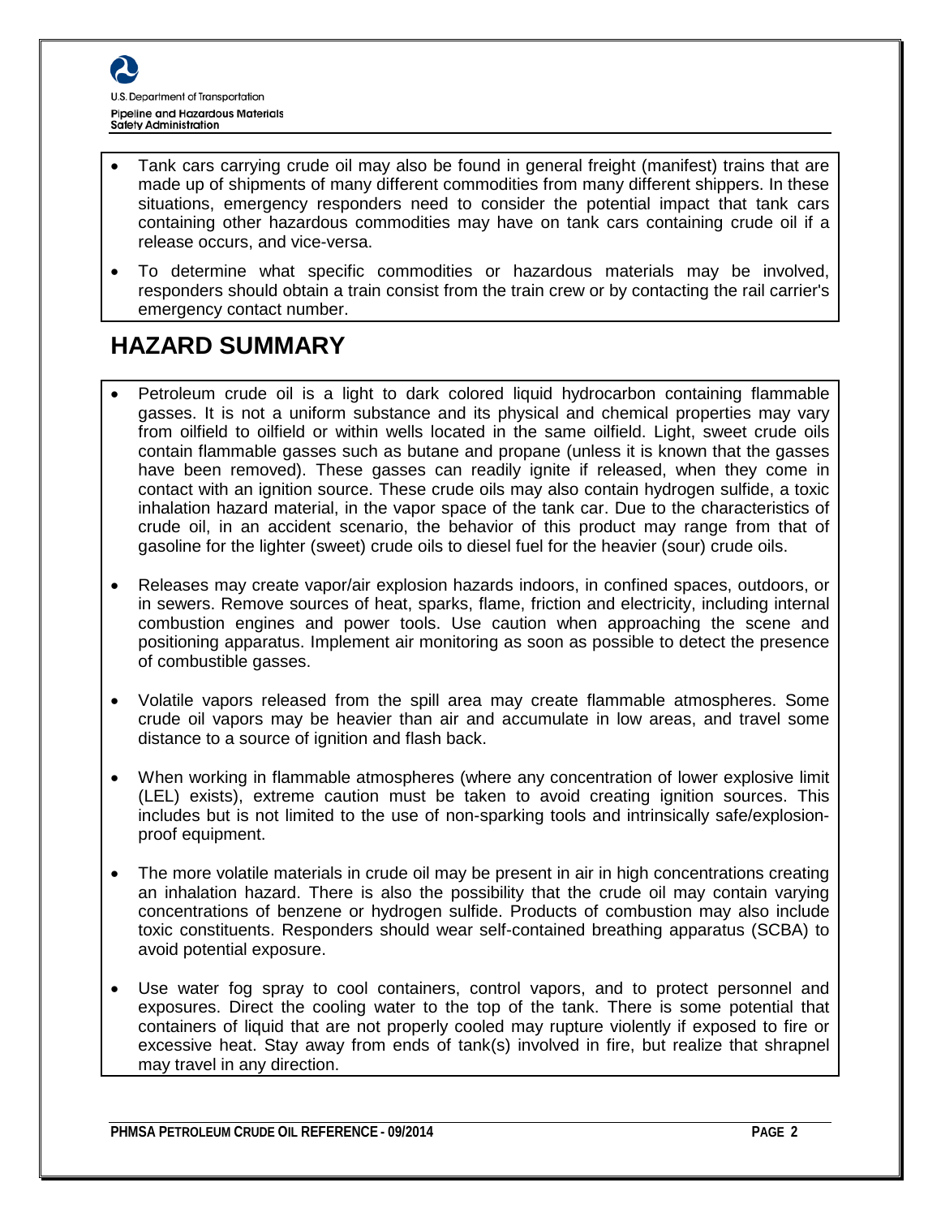- Tank cars carrying crude oil may also be found in general freight (manifest) trains that are made up of shipments of many different commodities from many different shippers. In these situations, emergency responders need to consider the potential impact that tank cars containing other hazardous commodities may have on tank cars containing crude oil if a release occurs, and vice-versa.
- To determine what specific commodities or hazardous materials may be involved, responders should obtain a train consist from the train crew or by contacting the rail carrier's emergency contact number.

## HAZARD SUMMARY

- Petroleum crude oil is a light to dark colored liquid hydrocarbon containing flammable gasses. It is not a uniform substance and its physical and chemical properties may vary from oilfield to oilfield or within wells located in the same oilfield. Light, sweet crude oils contain flammable gasses such as butane and propane (unless it is known that the gasses have been removed). These gasses can readily ignite if released, when they come in contact with an ignition source. These crude oils may also contain hydrogen sulfide, a toxic inhalation hazard material, in the vapor space of the tank car. Due to the characteristics of crude oil, in an accident scenario, the behavior of this product may range from that of gasoline for the lighter (sweet) crude oils to diesel fuel for the heavier (sour) crude oils.
- Releases may create vapor/air explosion hazards indoors, in confined spaces, outdoors, or in sewers. Remove sources of heat, sparks, flame, friction and electricity, including internal combustion engines and power tools. Use caution when approaching the scene and positioning apparatus. Implement air monitoring as soon as possible to detect the presence of combustible gasses.
- Volatile vapors released from the spill area may create flammable atmospheres. Some crude oil vapors may be heavier than air and accumulate in low areas, and travel some distance to a source of ignition and flash back.
- When working in flammable atmospheres (where any concentration of lower explosive limit (LEL) exists), extreme caution must be taken to avoid creating ignition sources. This includes but is not limited to the use of non-sparking tools and intrinsically safe/explosion-proof equipment.
- The more volatile materials in crude oil may be present in air in high concentrations creating an inhalation hazard. There is also the possibility that the crude oil may contain varying concentrations of benzene or hydrogen sulfide. Products of combustion may also include toxic constituents. Responders should wear self-contained breathing apparatus (SCBA) to avoid potential exposure.
- Use water fog spray to cool containers, control vapors, and to protect personnel and exposures. Direct the cooling water to the top of the tank. There is some potential that containers of liquid that are not properly cooled may rupture violently if exposed to fire or excessive heat. Stay away from ends of tank(s) involved in fire, but realize that shrapnel may travel in any direction.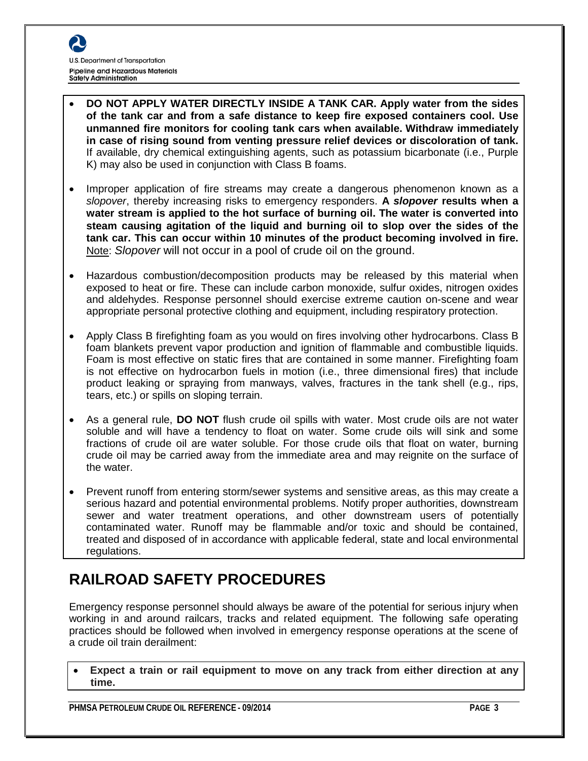- **DO NOT APPLY WATER DIRECTLY INSIDE A TANK CAR. Apply water from the sides of the tank car and from a safe distance to keep fire exposed containers cool. Use unmanned fire monitors for cooling tank cars when available. Withdraw immediately in case of rising sound from venting pressure relief devices or discoloration of tank.** If available, dry chemical extinguishing agents, such as potassium bicarbonate (i.e., Purple K) may also be used in conjunction with Class B foams.

- Improper application of fire streams may create a dangerous phenomenon known as a *slopover*, thereby increasing risks to emergency responders. **A *slopover* results when a water stream is applied to the hot surface of burning oil. The water is converted into steam causing agitation of the liquid and burning oil to slop over the sides of the tank car. This can occur within 10 minutes of the product becoming involved in fire.** Note: *Slopover* will not occur in a pool of crude oil on the ground.

- Hazardous combustion/decomposition products may be released by this material when exposed to heat or fire. These can include carbon monoxide, sulfur oxides, nitrogen oxides and aldehydes. Response personnel should exercise extreme caution on-scene and wear appropriate personal protective clothing and equipment, including respiratory protection.

- Apply Class B firefighting foam as you would on fires involving other hydrocarbons. Class B foam blankets prevent vapor production and ignition of flammable and combustible liquids. Foam is most effective on static fires that are contained in some manner. Firefighting foam is not effective on hydrocarbon fuels in motion (i.e., three dimensional fires) that include product leaking or spraying from manways, valves, fractures in the tank shell (e.g., rips, tears, etc.) or spills on sloping terrain.

- As a general rule, **DO NOT** flush crude oil spills with water. Most crude oils are not water soluble and will have a tendency to float on water. Some crude oils will sink and some fractions of crude oil are water soluble. For those crude oils that float on water, burning crude oil may be carried away from the immediate area and may reignite on the surface of the water.

- Prevent runoff from entering storm/sewer systems and sensitive areas, as this may create a serious hazard and potential environmental problems. Notify proper authorities, downstream sewer and water treatment operations, and other downstream users of potentially contaminated water. Runoff may be flammable and/or toxic and should be contained, treated and disposed of in accordance with applicable federal, state and local environmental regulations.

# RAILROAD SAFETY PROCEDURES

Emergency response personnel should always be aware of the potential for serious injury when working in and around railcars, tracks and related equipment. The following safe operating practices should be followed when involved in emergency response operations at the scene of a crude oil train derailment:

- **Expect a train or rail equipment to move on any track from either direction at any time.**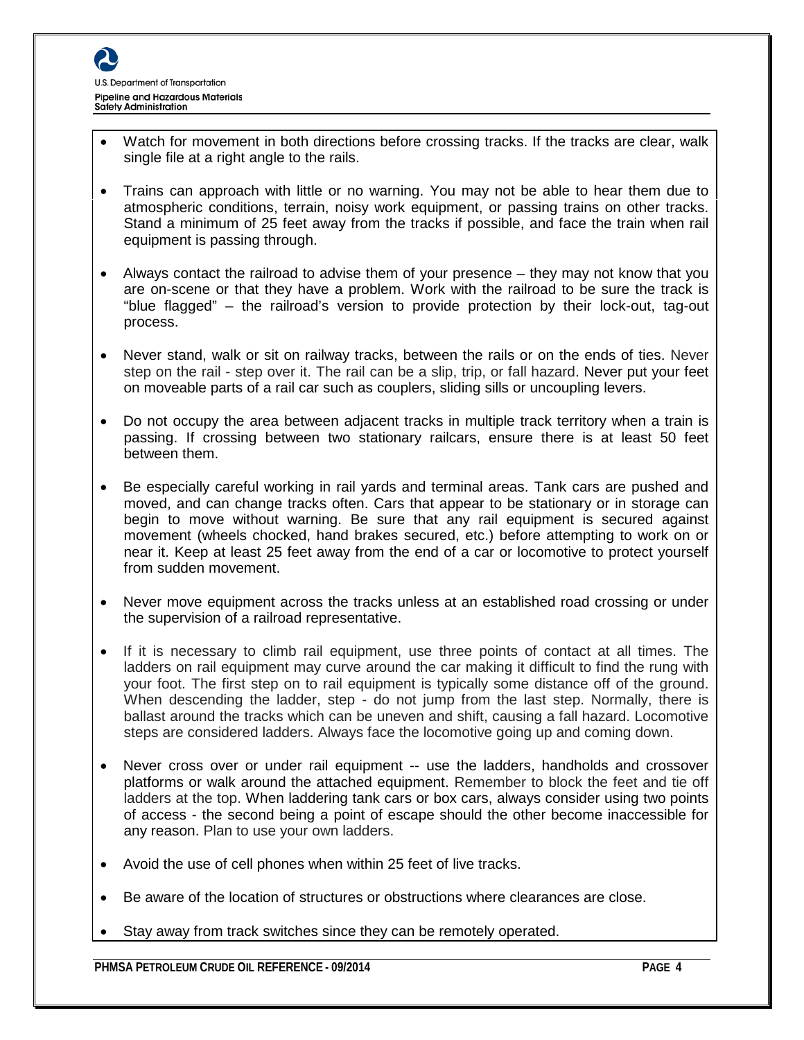- Watch for movement in both directions before crossing tracks. If the tracks are clear, walk single file at a right angle to the rails.
- Trains can approach with little or no warning. You may not be able to hear them due to atmospheric conditions, terrain, noisy work equipment, or passing trains on other tracks. Stand a minimum of 25 feet away from the tracks if possible, and face the train when rail equipment is passing through.
- Always contact the railroad to advise them of your presence – they may not know that you are on-scene or that they have a problem. Work with the railroad to be sure the track is "blue flagged" – the railroad's version to provide protection by their lock-out, tag-out process.
- Never stand, walk or sit on railway tracks, between the rails or on the ends of ties. Never step on the rail - step over it. The rail can be a slip, trip, or fall hazard. Never put your feet on moveable parts of a rail car such as couplers, sliding sills or uncoupling levers.
- Do not occupy the area between adjacent tracks in multiple track territory when a train is passing. If crossing between two stationary railcars, ensure there is at least 50 feet between them.
- Be especially careful working in rail yards and terminal areas. Tank cars are pushed and moved, and can change tracks often. Cars that appear to be stationary or in storage can begin to move without warning. Be sure that any rail equipment is secured against movement (wheels chocked, hand brakes secured, etc.) before attempting to work on or near it. Keep at least 25 feet away from the end of a car or locomotive to protect yourself from sudden movement.
- Never move equipment across the tracks unless at an established road crossing or under the supervision of a railroad representative.
- If it is necessary to climb rail equipment, use three points of contact at all times. The ladders on rail equipment may curve around the car making it difficult to find the rung with your foot. The first step on to rail equipment is typically some distance off of the ground. When descending the ladder, step - do not jump from the last step. Normally, there is ballast around the tracks which can be uneven and shift, causing a fall hazard. Locomotive steps are considered ladders. Always face the locomotive going up and coming down.
- Never cross over or under rail equipment -- use the ladders, handholds and crossover platforms or walk around the attached equipment. Remember to block the feet and tie off ladders at the top. When laddering tank cars or box cars, always consider using two points of access - the second being a point of escape should the other become inaccessible for any reason. Plan to use your own ladders.
- Avoid the use of cell phones when within 25 feet of live tracks.
- Be aware of the location of structures or obstructions where clearances are close.
- Stay away from track switches since they can be remotely operated.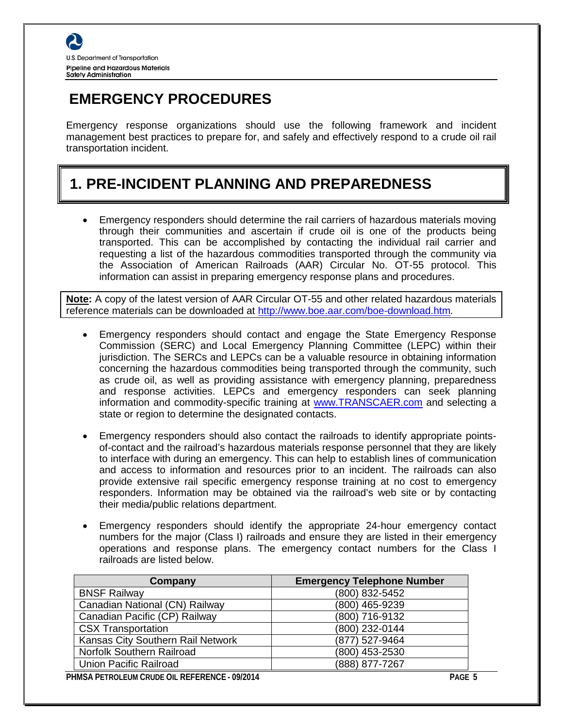# EMERGENCY PROCEDURES

Emergency response organizations should use the following framework and incident management best practices to prepare for, and safely and effectively respond to a crude oil rail transportation incident.

## 1. PRE-INCIDENT PLANNING AND PREPAREDNESS

- Emergency responders should determine the rail carriers of hazardous materials moving through their communities and ascertain if crude oil is one of the products being transported. This can be accomplished by contacting the individual rail carrier and requesting a list of the hazardous commodities transported through the community via the Association of American Railroads (AAR) Circular No. OT-55 protocol. This information can assist in preparing emergency response plans and procedures.

**Note:** A copy of the latest version of AAR Circular OT-55 and other related hazardous materials reference materials can be downloaded at http://www.boe.aar.com/boe-download.htm.

- Emergency responders should contact and engage the State Emergency Response Commission (SERC) and Local Emergency Planning Committee (LEPC) within their jurisdiction. The SERCs and LEPCs can be a valuable resource in obtaining information concerning the hazardous commodities being transported through the community, such as crude oil, as well as providing assistance with emergency planning, preparedness and response activities. LEPCs and emergency responders can seek planning information and commodity-specific training at www.TRANSCAER.com and selecting a state or region to determine the designated contacts.

- Emergency responders should also contact the railroads to identify appropriate points-of-contact and the railroad's hazardous materials response personnel that they are likely to interface with during an emergency. This can help to establish lines of communication and access to information and resources prior to an incident. The railroads can also provide extensive rail specific emergency response training at no cost to emergency responders. Information may be obtained via the railroad's web site or by contacting their media/public relations department.

- Emergency responders should identify the appropriate 24-hour emergency contact numbers for the major (Class I) railroads and ensure they are listed in their emergency operations and response plans. The emergency contact numbers for the Class I railroads are listed below.

| Company | Emergency Telephone Number |
|---|---|
| BNSF Railway | (800) 832-5452 |
| Canadian National (CN) Railway | (800) 465-9239 |
| Canadian Pacific (CP) Railway | (800) 716-9132 |
| CSX Transportation | (800) 232-0144 |
| Kansas City Southern Rail Network | (877) 527-9464 |
| Norfolk Southern Railroad | (800) 453-2530 |
| Union Pacific Railroad | (888) 877-7267 |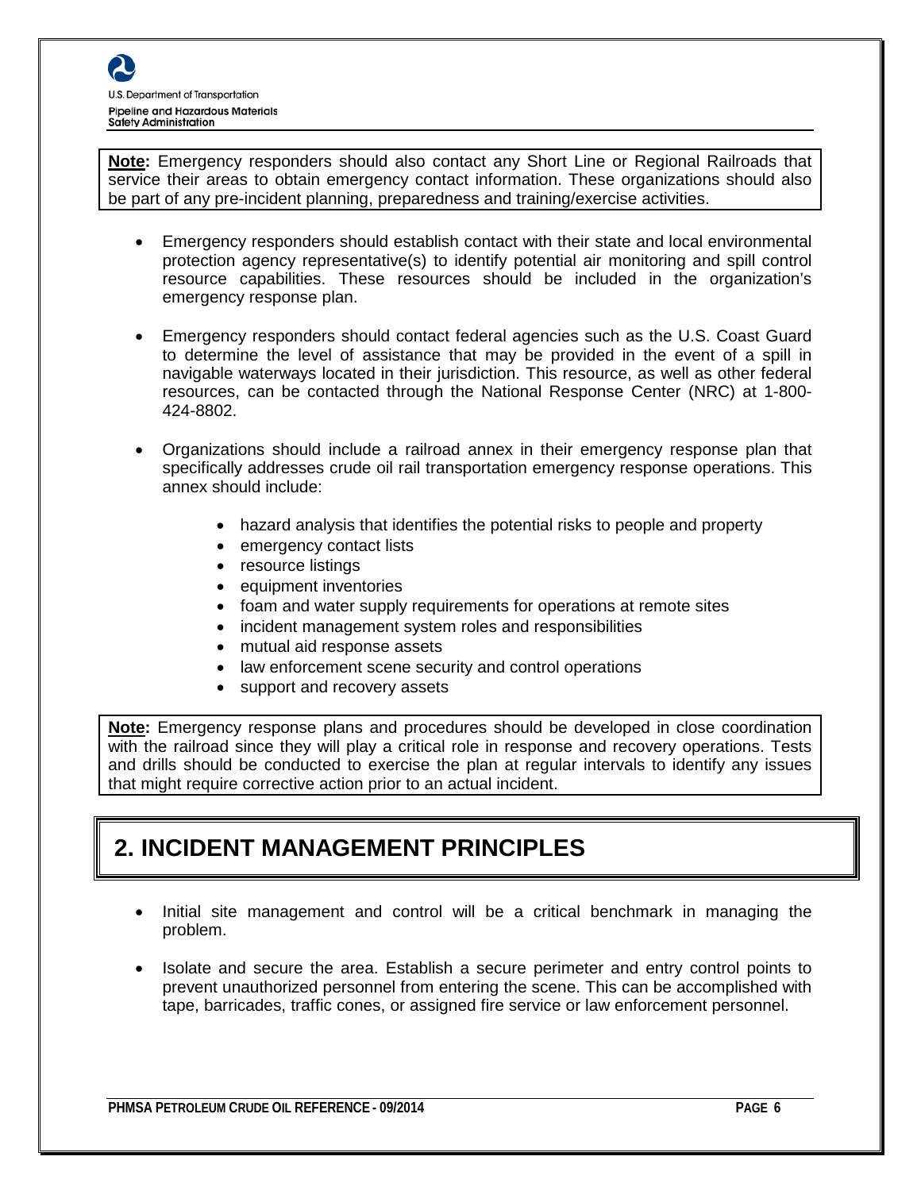**Note:** Emergency responders should also contact any Short Line or Regional Railroads that service their areas to obtain emergency contact information. These organizations should also be part of any pre-incident planning, preparedness and training/exercise activities.

- Emergency responders should establish contact with their state and local environmental protection agency representative(s) to identify potential air monitoring and spill control resource capabilities. These resources should be included in the organization's emergency response plan.

- Emergency responders should contact federal agencies such as the U.S. Coast Guard to determine the level of assistance that may be provided in the event of a spill in navigable waterways located in their jurisdiction. This resource, as well as other federal resources, can be contacted through the National Response Center (NRC) at 1-800-424-8802.

- Organizations should include a railroad annex in their emergency response plan that specifically addresses crude oil rail transportation emergency response operations. This annex should include:

    - hazard analysis that identifies the potential risks to people and property
    - emergency contact lists
    - resource listings
    - equipment inventories
    - foam and water supply requirements for operations at remote sites
    - incident management system roles and responsibilities
    - mutual aid response assets
    - law enforcement scene security and control operations
    - support and recovery assets

**Note:** Emergency response plans and procedures should be developed in close coordination with the railroad since they will play a critical role in response and recovery operations. Tests and drills should be conducted to exercise the plan at regular intervals to identify any issues that might require corrective action prior to an actual incident.

# 2. INCIDENT MANAGEMENT PRINCIPLES

- Initial site management and control will be a critical benchmark in managing the problem.

- Isolate and secure the area. Establish a secure perimeter and entry control points to prevent unauthorized personnel from entering the scene. This can be accomplished with tape, barricades, traffic cones, or assigned fire service or law enforcement personnel.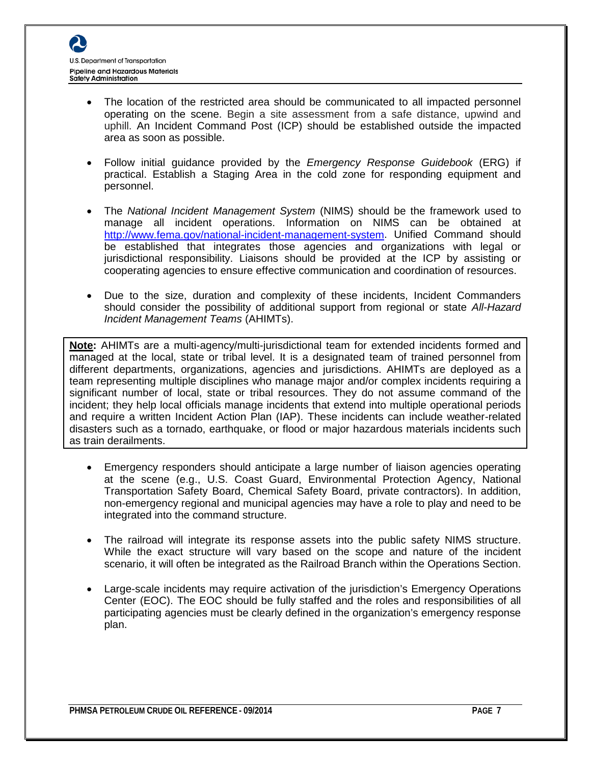- The location of the restricted area should be communicated to all impacted personnel operating on the scene. Begin a site assessment from a safe distance, upwind and uphill. An Incident Command Post (ICP) should be established outside the impacted area as soon as possible.

- Follow initial guidance provided by the *Emergency Response Guidebook* (ERG) if practical. Establish a Staging Area in the cold zone for responding equipment and personnel.

- The *National Incident Management System* (NIMS) should be the framework used to manage all incident operations. Information on NIMS can be obtained at http://www.fema.gov/national-incident-management-system. Unified Command should be established that integrates those agencies and organizations with legal or jurisdictional responsibility. Liaisons should be provided at the ICP by assisting or cooperating agencies to ensure effective communication and coordination of resources.

- Due to the size, duration and complexity of these incidents, Incident Commanders should consider the possibility of additional support from regional or state *All-Hazard Incident Management Teams* (AHIMTs).

> **Note:** AHIMTs are a multi-agency/multi-jurisdictional team for extended incidents formed and managed at the local, state or tribal level. It is a designated team of trained personnel from different departments, organizations, agencies and jurisdictions. AHIMTs are deployed as a team representing multiple disciplines who manage major and/or complex incidents requiring a significant number of local, state or tribal resources. They do not assume command of the incident; they help local officials manage incidents that extend into multiple operational periods and require a written Incident Action Plan (IAP). These incidents can include weather-related disasters such as a tornado, earthquake, or flood or major hazardous materials incidents such as train derailments.

- Emergency responders should anticipate a large number of liaison agencies operating at the scene (e.g., U.S. Coast Guard, Environmental Protection Agency, National Transportation Safety Board, Chemical Safety Board, private contractors). In addition, non-emergency regional and municipal agencies may have a role to play and need to be integrated into the command structure.

- The railroad will integrate its response assets into the public safety NIMS structure. While the exact structure will vary based on the scope and nature of the incident scenario, it will often be integrated as the Railroad Branch within the Operations Section.

- Large-scale incidents may require activation of the jurisdiction's Emergency Operations Center (EOC). The EOC should be fully staffed and the roles and responsibilities of all participating agencies must be clearly defined in the organization's emergency response plan.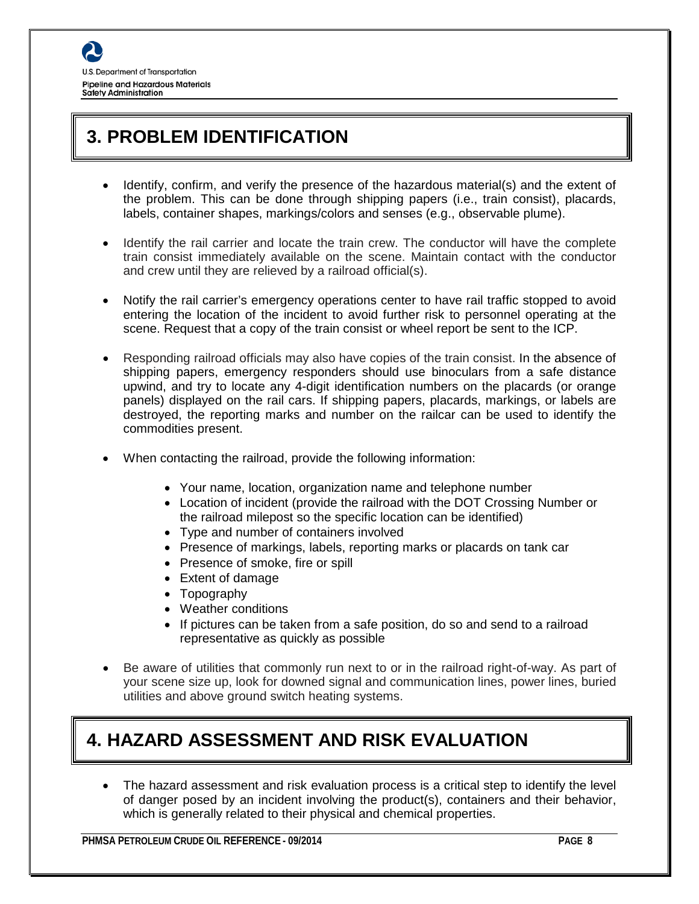## 3. PROBLEM IDENTIFICATION

- Identify, confirm, and verify the presence of the hazardous material(s) and the extent of the problem. This can be done through shipping papers (i.e., train consist), placards, labels, container shapes, markings/colors and senses (e.g., observable plume).
- Identify the rail carrier and locate the train crew. The conductor will have the complete train consist immediately available on the scene. Maintain contact with the conductor and crew until they are relieved by a railroad official(s).
- Notify the rail carrier's emergency operations center to have rail traffic stopped to avoid entering the location of the incident to avoid further risk to personnel operating at the scene. Request that a copy of the train consist or wheel report be sent to the ICP.
- Responding railroad officials may also have copies of the train consist. In the absence of shipping papers, emergency responders should use binoculars from a safe distance upwind, and try to locate any 4-digit identification numbers on the placards (or orange panels) displayed on the rail cars. If shipping papers, placards, markings, or labels are destroyed, the reporting marks and number on the railcar can be used to identify the commodities present.
- When contacting the railroad, provide the following information:
    - Your name, location, organization name and telephone number
    - Location of incident (provide the railroad with the DOT Crossing Number or the railroad milepost so the specific location can be identified)
    - Type and number of containers involved
    - Presence of markings, labels, reporting marks or placards on tank car
    - Presence of smoke, fire or spill
    - Extent of damage
    - Topography
    - Weather conditions
    - If pictures can be taken from a safe position, do so and send to a railroad representative as quickly as possible
- Be aware of utilities that commonly run next to or in the railroad right-of-way. As part of your scene size up, look for downed signal and communication lines, power lines, buried utilities and above ground switch heating systems.

## 4. HAZARD ASSESSMENT AND RISK EVALUATION

- The hazard assessment and risk evaluation process is a critical step to identify the level of danger posed by an incident involving the product(s), containers and their behavior, which is generally related to their physical and chemical properties.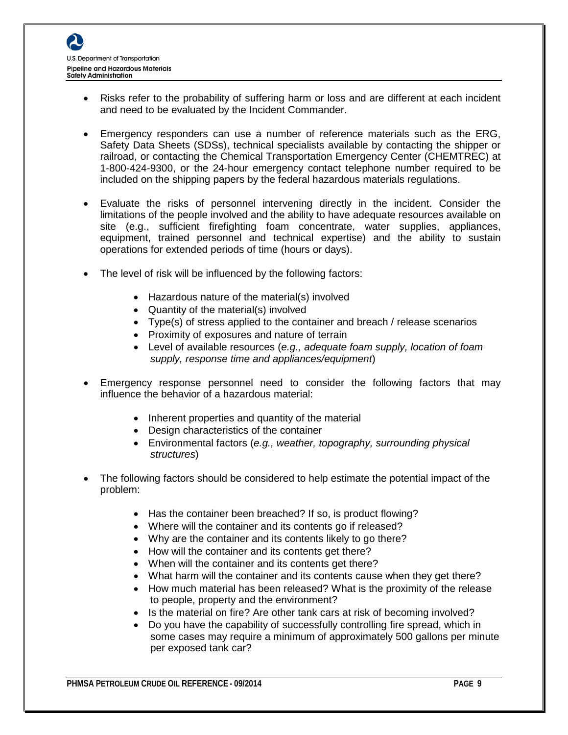- Risks refer to the probability of suffering harm or loss and are different at each incident and need to be evaluated by the Incident Commander.

- Emergency responders can use a number of reference materials such as the ERG, Safety Data Sheets (SDSs), technical specialists available by contacting the shipper or railroad, or contacting the Chemical Transportation Emergency Center (CHEMTREC) at 1-800-424-9300, or the 24-hour emergency contact telephone number required to be included on the shipping papers by the federal hazardous materials regulations.

- Evaluate the risks of personnel intervening directly in the incident. Consider the limitations of the people involved and the ability to have adequate resources available on site (e.g., sufficient firefighting foam concentrate, water supplies, appliances, equipment, trained personnel and technical expertise) and the ability to sustain operations for extended periods of time (hours or days).

- The level of risk will be influenced by the following factors:

  - Hazardous nature of the material(s) involved
  - Quantity of the material(s) involved
  - Type(s) of stress applied to the container and breach / release scenarios
  - Proximity of exposures and nature of terrain
  - Level of available resources (*e.g., adequate foam supply, location of foam supply, response time and appliances/equipment*)

- Emergency response personnel need to consider the following factors that may influence the behavior of a hazardous material:

  - Inherent properties and quantity of the material
  - Design characteristics of the container
  - Environmental factors (*e.g., weather, topography, surrounding physical structures*)

- The following factors should be considered to help estimate the potential impact of the problem:

  - Has the container been breached? If so, is product flowing?
  - Where will the container and its contents go if released?
  - Why are the container and its contents likely to go there?
  - How will the container and its contents get there?
  - When will the container and its contents get there?
  - What harm will the container and its contents cause when they get there?
  - How much material has been released? What is the proximity of the release to people, property and the environment?
  - Is the material on fire? Are other tank cars at risk of becoming involved?
  - Do you have the capability of successfully controlling fire spread, which in some cases may require a minimum of approximately 500 gallons per minute per exposed tank car?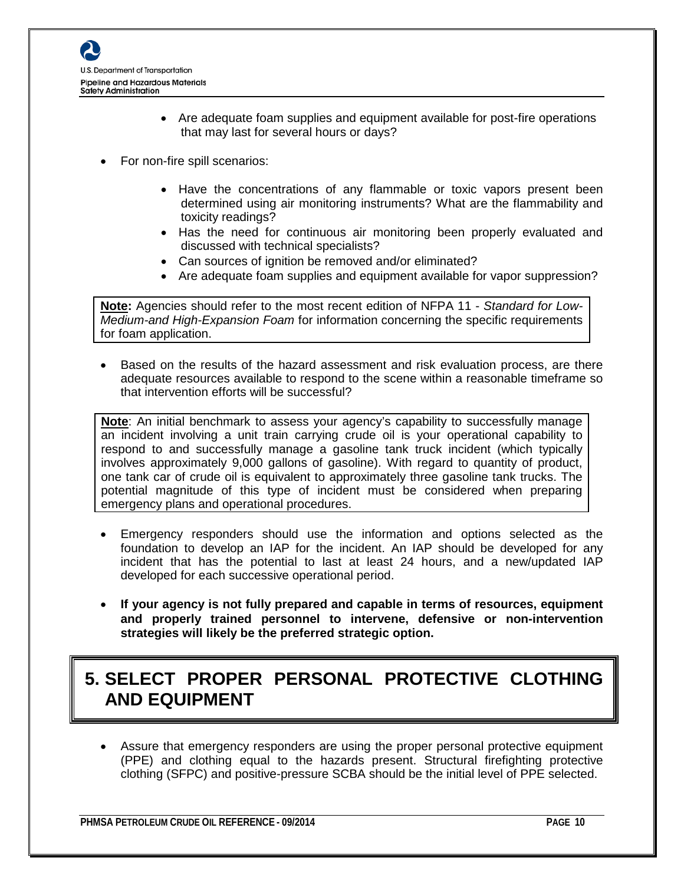- Are adequate foam supplies and equipment available for post-fire operations that may last for several hours or days?

- For non-fire spill scenarios:
  - Have the concentrations of any flammable or toxic vapors present been determined using air monitoring instruments? What are the flammability and toxicity readings?
  - Has the need for continuous air monitoring been properly evaluated and discussed with technical specialists?
  - Can sources of ignition be removed and/or eliminated?
  - Are adequate foam supplies and equipment available for vapor suppression?

> **Note:** Agencies should refer to the most recent edition of NFPA 11 - *Standard for Low-Medium-and High-Expansion Foam* for information concerning the specific requirements for foam application.

- Based on the results of the hazard assessment and risk evaluation process, are there adequate resources available to respond to the scene within a reasonable timeframe so that intervention efforts will be successful?

> **Note**: An initial benchmark to assess your agency's capability to successfully manage an incident involving a unit train carrying crude oil is your operational capability to respond to and successfully manage a gasoline tank truck incident (which typically involves approximately 9,000 gallons of gasoline). With regard to quantity of product, one tank car of crude oil is equivalent to approximately three gasoline tank trucks. The potential magnitude of this type of incident must be considered when preparing emergency plans and operational procedures.

- Emergency responders should use the information and options selected as the foundation to develop an IAP for the incident. An IAP should be developed for any incident that has the potential to last at least 24 hours, and a new/updated IAP developed for each successive operational period.

- **If your agency is not fully prepared and capable in terms of resources, equipment and properly trained personnel to intervene, defensive or non-intervention strategies will likely be the preferred strategic option.**

## 5. SELECT PROPER PERSONAL PROTECTIVE CLOTHING AND EQUIPMENT

- Assure that emergency responders are using the proper personal protective equipment (PPE) and clothing equal to the hazards present. Structural firefighting protective clothing (SFPC) and positive-pressure SCBA should be the initial level of PPE selected.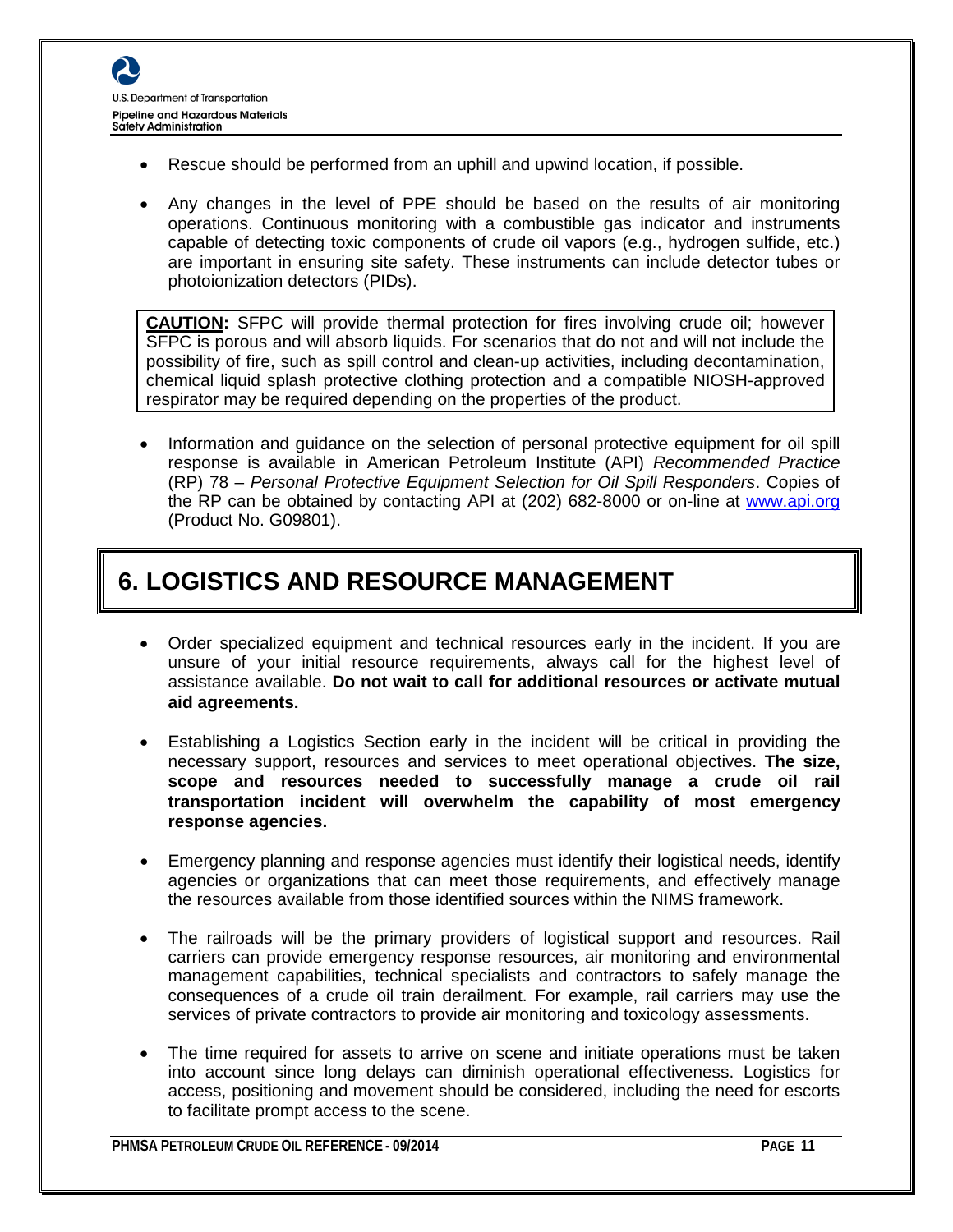- Rescue should be performed from an uphill and upwind location, if possible.

- Any changes in the level of PPE should be based on the results of air monitoring operations. Continuous monitoring with a combustible gas indicator and instruments capable of detecting toxic components of crude oil vapors (e.g., hydrogen sulfide, etc.) are important in ensuring site safety. These instruments can include detector tubes or photoionization detectors (PIDs).

> **CAUTION:** SFPC will provide thermal protection for fires involving crude oil; however SFPC is porous and will absorb liquids. For scenarios that do not and will not include the possibility of fire, such as spill control and clean-up activities, including decontamination, chemical liquid splash protective clothing protection and a compatible NIOSH-approved respirator may be required depending on the properties of the product.

- Information and guidance on the selection of personal protective equipment for oil spill response is available in American Petroleum Institute (API) *Recommended Practice* (RP) 78 – *Personal Protective Equipment Selection for Oil Spill Responders*. Copies of the RP can be obtained by contacting API at (202) 682-8000 or on-line at www.api.org (Product No. G09801).

# 6. LOGISTICS AND RESOURCE MANAGEMENT

- Order specialized equipment and technical resources early in the incident. If you are unsure of your initial resource requirements, always call for the highest level of assistance available. **Do not wait to call for additional resources or activate mutual aid agreements.**

- Establishing a Logistics Section early in the incident will be critical in providing the necessary support, resources and services to meet operational objectives. **The size, scope and resources needed to successfully manage a crude oil rail transportation incident will overwhelm the capability of most emergency response agencies.**

- Emergency planning and response agencies must identify their logistical needs, identify agencies or organizations that can meet those requirements, and effectively manage the resources available from those identified sources within the NIMS framework.

- The railroads will be the primary providers of logistical support and resources. Rail carriers can provide emergency response resources, air monitoring and environmental management capabilities, technical specialists and contractors to safely manage the consequences of a crude oil train derailment. For example, rail carriers may use the services of private contractors to provide air monitoring and toxicology assessments.

- The time required for assets to arrive on scene and initiate operations must be taken into account since long delays can diminish operational effectiveness. Logistics for access, positioning and movement should be considered, including the need for escorts to facilitate prompt access to the scene.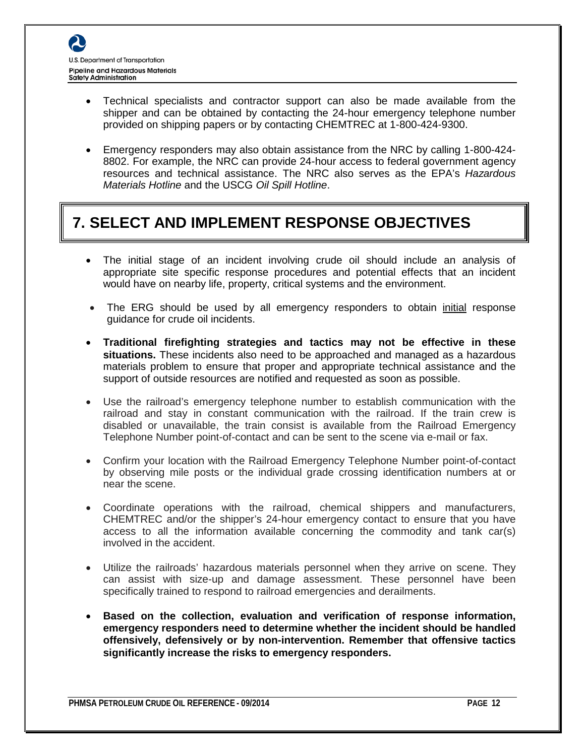- Technical specialists and contractor support can also be made available from the shipper and can be obtained by contacting the 24-hour emergency telephone number provided on shipping papers or by contacting CHEMTREC at 1-800-424-9300.

- Emergency responders may also obtain assistance from the NRC by calling 1-800-424-8802. For example, the NRC can provide 24-hour access to federal government agency resources and technical assistance. The NRC also serves as the EPA's *Hazardous Materials Hotline* and the USCG *Oil Spill Hotline*.

## 7. SELECT AND IMPLEMENT RESPONSE OBJECTIVES

- The initial stage of an incident involving crude oil should include an analysis of appropriate site specific response procedures and potential effects that an incident would have on nearby life, property, critical systems and the environment.

- The ERG should be used by all emergency responders to obtain <u>initial</u> response guidance for crude oil incidents.

- **Traditional firefighting strategies and tactics may not be effective in these situations.** These incidents also need to be approached and managed as a hazardous materials problem to ensure that proper and appropriate technical assistance and the support of outside resources are notified and requested as soon as possible.

- Use the railroad's emergency telephone number to establish communication with the railroad and stay in constant communication with the railroad. If the train crew is disabled or unavailable, the train consist is available from the Railroad Emergency Telephone Number point-of-contact and can be sent to the scene via e-mail or fax.

- Confirm your location with the Railroad Emergency Telephone Number point-of-contact by observing mile posts or the individual grade crossing identification numbers at or near the scene.

- Coordinate operations with the railroad, chemical shippers and manufacturers, CHEMTREC and/or the shipper's 24-hour emergency contact to ensure that you have access to all the information available concerning the commodity and tank car(s) involved in the accident.

- Utilize the railroads' hazardous materials personnel when they arrive on scene. They can assist with size-up and damage assessment. These personnel have been specifically trained to respond to railroad emergencies and derailments.

- **Based on the collection, evaluation and verification of response information, emergency responders need to determine whether the incident should be handled offensively, defensively or by non-intervention. Remember that offensive tactics significantly increase the risks to emergency responders.**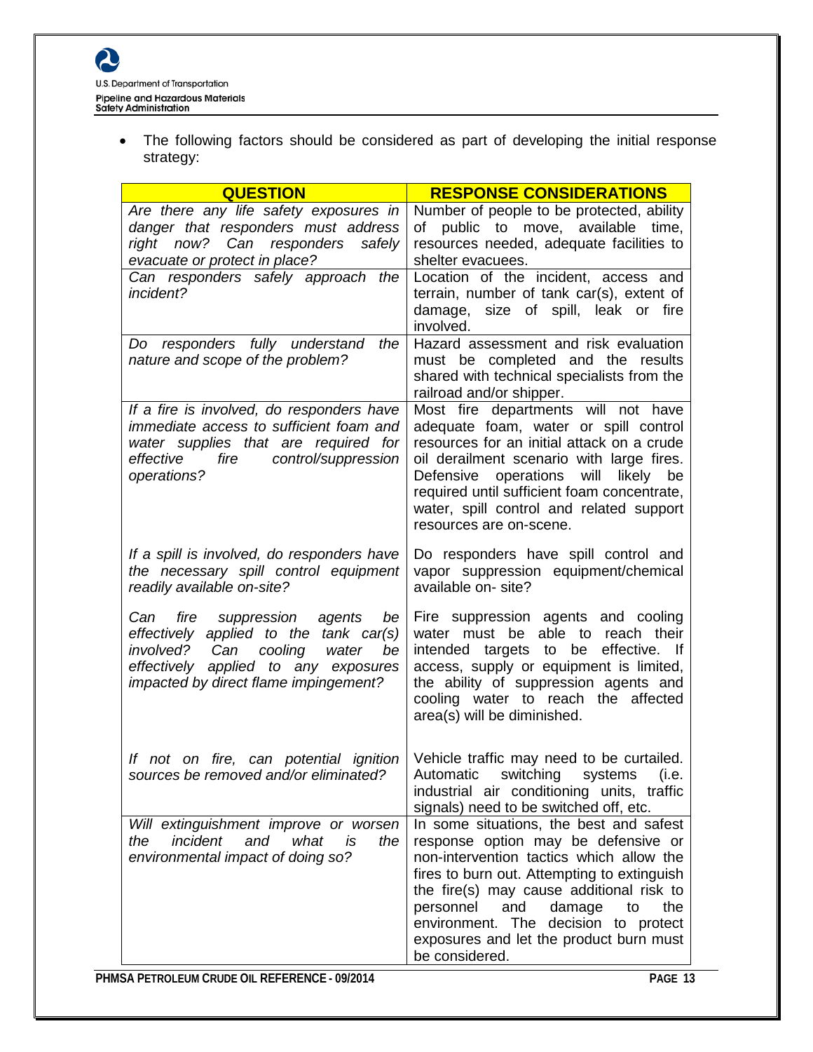- The following factors should be considered as part of developing the initial response strategy:

| QUESTION | RESPONSE CONSIDERATIONS |
|---|---|
| *Are there any life safety exposures in danger that responders must address right now? Can responders safely evacuate or protect in place?* | Number of people to be protected, ability of public to move, available time, resources needed, adequate facilities to shelter evacuees. |
| *Can responders safely approach the incident?* | Location of the incident, access and terrain, number of tank car(s), extent of damage, size of spill, leak or fire involved. |
| *Do responders fully understand the nature and scope of the problem?* | Hazard assessment and risk evaluation must be completed and the results shared with technical specialists from the railroad and/or shipper. |
| *If a fire is involved, do responders have immediate access to sufficient foam and water supplies that are required for effective fire control/suppression operations?* | Most fire departments will not have adequate foam, water or spill control resources for an initial attack on a crude oil derailment scenario with large fires. Defensive operations will likely be required until sufficient foam concentrate, water, spill control and related support resources are on-scene. |
| *If a spill is involved, do responders have the necessary spill control equipment readily available on-site?* | Do responders have spill control and vapor suppression equipment/chemical available on- site? |
| *Can fire suppression agents be effectively applied to the tank car(s) involved? Can cooling water be effectively applied to any exposures impacted by direct flame impingement?* | Fire suppression agents and cooling water must be able to reach their intended targets to be effective. If access, supply or equipment is limited, the ability of suppression agents and cooling water to reach the affected area(s) will be diminished. |
| *If not on fire, can potential ignition sources be removed and/or eliminated?* | Vehicle traffic may need to be curtailed. Automatic switching systems (i.e. industrial air conditioning units, traffic signals) need to be switched off, etc. |
| *Will extinguishment improve or worsen the incident and what is the environmental impact of doing so?* | In some situations, the best and safest response option may be defensive or non-intervention tactics which allow the fires to burn out. Attempting to extinguish the fire(s) may cause additional risk to personnel and damage to the environment. The decision to protect exposures and let the product burn must be considered. |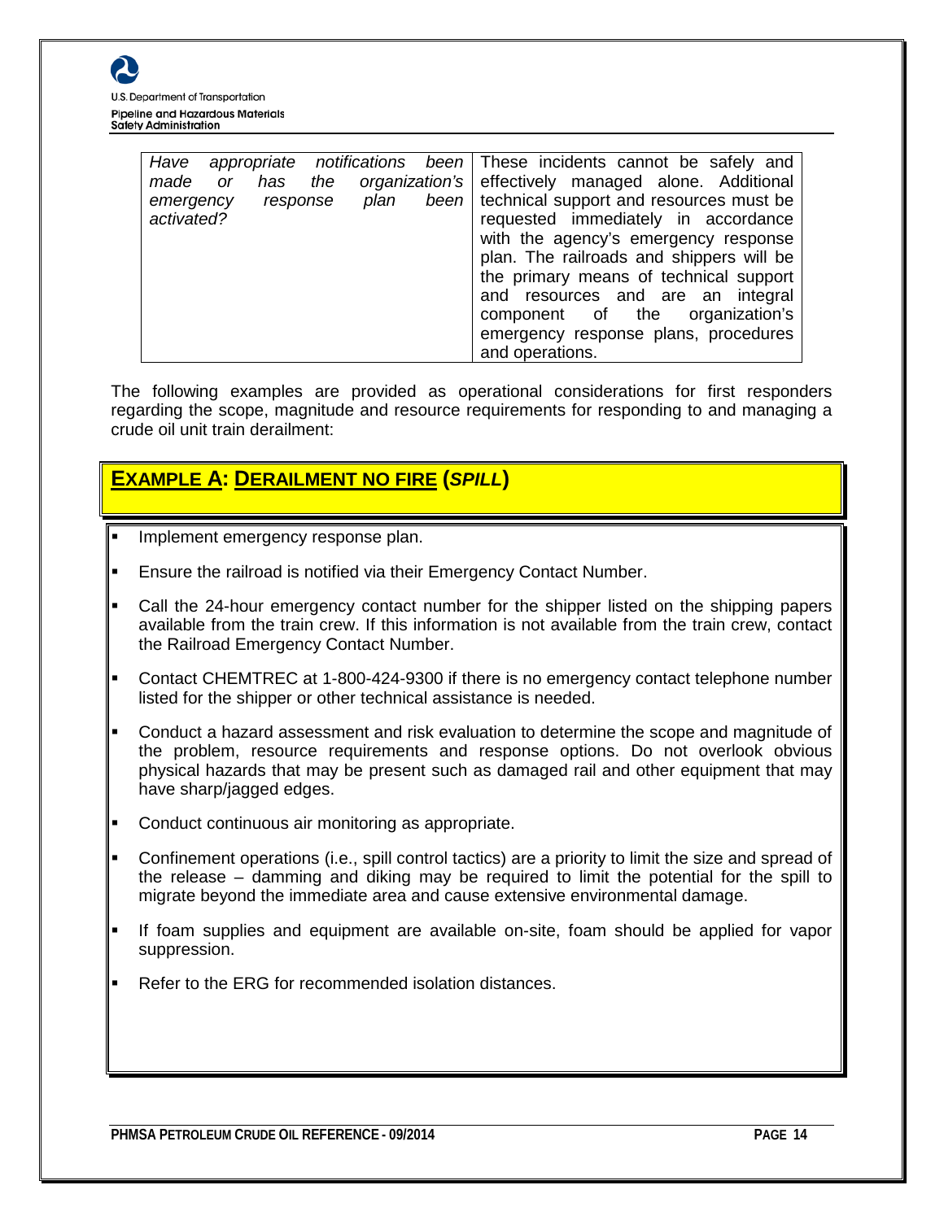| | |
|---|---|
| *Have appropriate notifications been made or has the organization's emergency response plan been activated?* | These incidents cannot be safely and effectively managed alone. Additional technical support and resources must be requested immediately in accordance with the agency's emergency response plan. The railroads and shippers will be the primary means of technical support and resources and are an integral component of the organization's emergency response plans, procedures and operations. |

The following examples are provided as operational considerations for first responders regarding the scope, magnitude and resource requirements for responding to and managing a crude oil unit train derailment:

## EXAMPLE A: DERAILMENT NO FIRE (*SPILL*)

- Implement emergency response plan.
- Ensure the railroad is notified via their Emergency Contact Number.
- Call the 24-hour emergency contact number for the shipper listed on the shipping papers available from the train crew. If this information is not available from the train crew, contact the Railroad Emergency Contact Number.
- Contact CHEMTREC at 1-800-424-9300 if there is no emergency contact telephone number listed for the shipper or other technical assistance is needed.
- Conduct a hazard assessment and risk evaluation to determine the scope and magnitude of the problem, resource requirements and response options. Do not overlook obvious physical hazards that may be present such as damaged rail and other equipment that may have sharp/jagged edges.
- Conduct continuous air monitoring as appropriate.
- Confinement operations (i.e., spill control tactics) are a priority to limit the size and spread of the release – damming and diking may be required to limit the potential for the spill to migrate beyond the immediate area and cause extensive environmental damage.
- If foam supplies and equipment are available on-site, foam should be applied for vapor suppression.
- Refer to the ERG for recommended isolation distances.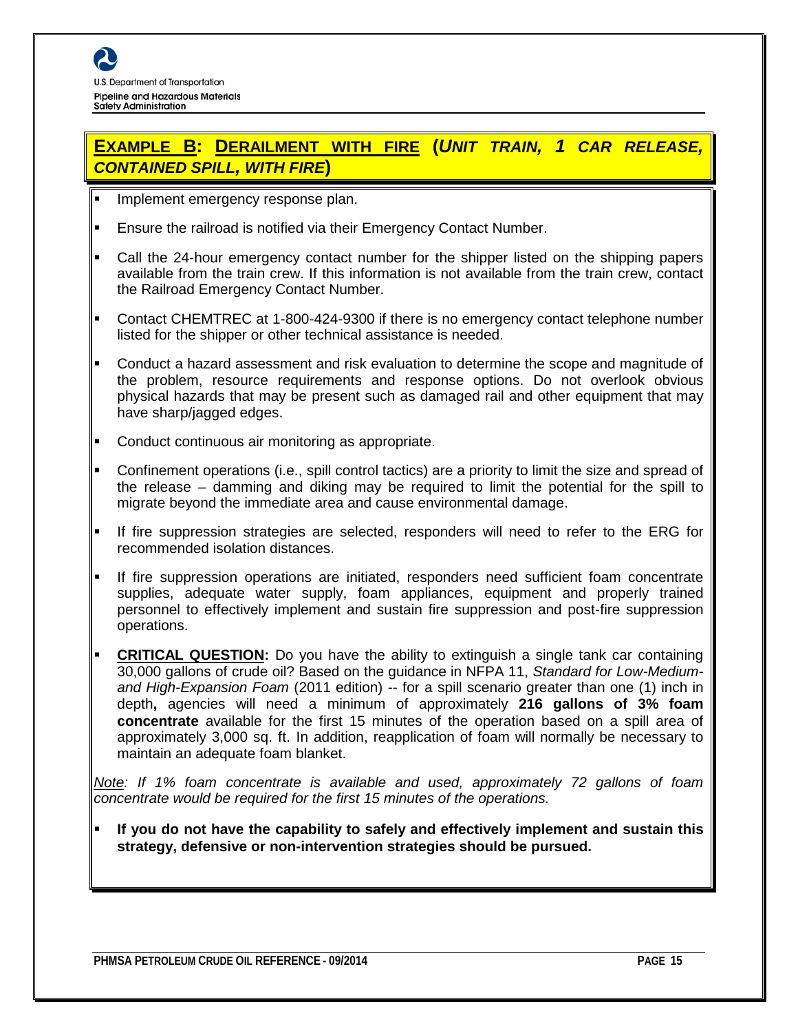## EXAMPLE B: DERAILMENT WITH FIRE (*UNIT TRAIN, 1 CAR RELEASE, CONTAINED SPILL, WITH FIRE*)

- Implement emergency response plan.
- Ensure the railroad is notified via their Emergency Contact Number.
- Call the 24-hour emergency contact number for the shipper listed on the shipping papers available from the train crew. If this information is not available from the train crew, contact the Railroad Emergency Contact Number.
- Contact CHEMTREC at 1-800-424-9300 if there is no emergency contact telephone number listed for the shipper or other technical assistance is needed.
- Conduct a hazard assessment and risk evaluation to determine the scope and magnitude of the problem, resource requirements and response options. Do not overlook obvious physical hazards that may be present such as damaged rail and other equipment that may have sharp/jagged edges.
- Conduct continuous air monitoring as appropriate.
- Confinement operations (i.e., spill control tactics) are a priority to limit the size and spread of the release – damming and diking may be required to limit the potential for the spill to migrate beyond the immediate area and cause environmental damage.
- If fire suppression strategies are selected, responders will need to refer to the ERG for recommended isolation distances.
- If fire suppression operations are initiated, responders need sufficient foam concentrate supplies, adequate water supply, foam appliances, equipment and properly trained personnel to effectively implement and sustain fire suppression and post-fire suppression operations.
- **CRITICAL QUESTION:** Do you have the ability to extinguish a single tank car containing 30,000 gallons of crude oil? Based on the guidance in NFPA 11, *Standard for Low-Medium-and High-Expansion Foam* (2011 edition) -- for a spill scenario greater than one (1) inch in depth**,** agencies will need a minimum of approximately **216 gallons of 3% foam concentrate** available for the first 15 minutes of the operation based on a spill area of approximately 3,000 sq. ft. In addition, reapplication of foam will normally be necessary to maintain an adequate foam blanket.

*Note: If 1% foam concentrate is available and used, approximately 72 gallons of foam concentrate would be required for the first 15 minutes of the operations.*

- **If you do not have the capability to safely and effectively implement and sustain this strategy, defensive or non-intervention strategies should be pursued.**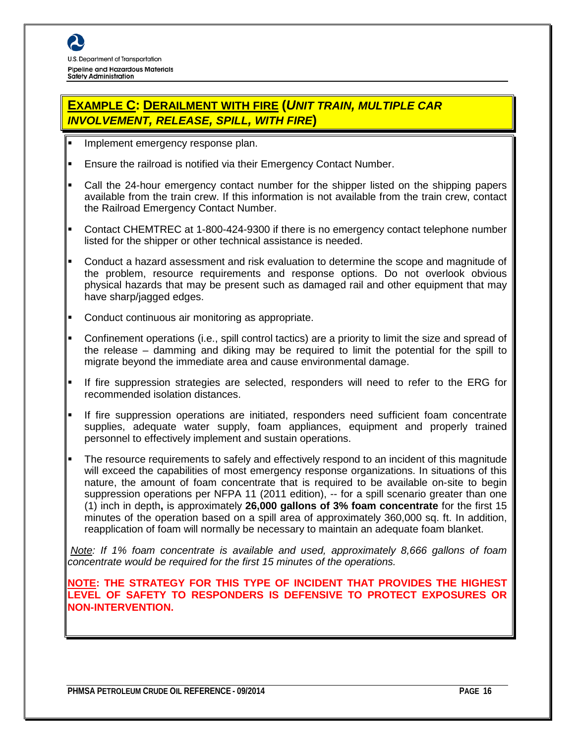## **EXAMPLE C: DERAILMENT WITH FIRE (*UNIT TRAIN, MULTIPLE CAR INVOLVEMENT, RELEASE, SPILL, WITH FIRE*)**

- Implement emergency response plan.
- Ensure the railroad is notified via their Emergency Contact Number.
- Call the 24-hour emergency contact number for the shipper listed on the shipping papers available from the train crew. If this information is not available from the train crew, contact the Railroad Emergency Contact Number.
- Contact CHEMTREC at 1-800-424-9300 if there is no emergency contact telephone number listed for the shipper or other technical assistance is needed.
- Conduct a hazard assessment and risk evaluation to determine the scope and magnitude of the problem, resource requirements and response options. Do not overlook obvious physical hazards that may be present such as damaged rail and other equipment that may have sharp/jagged edges.
- Conduct continuous air monitoring as appropriate.
- Confinement operations (i.e., spill control tactics) are a priority to limit the size and spread of the release – damming and diking may be required to limit the potential for the spill to migrate beyond the immediate area and cause environmental damage.
- If fire suppression strategies are selected, responders will need to refer to the ERG for recommended isolation distances.
- If fire suppression operations are initiated, responders need sufficient foam concentrate supplies, adequate water supply, foam appliances, equipment and properly trained personnel to effectively implement and sustain operations.
- The resource requirements to safely and effectively respond to an incident of this magnitude will exceed the capabilities of most emergency response organizations. In situations of this nature, the amount of foam concentrate that is required to be available on-site to begin suppression operations per NFPA 11 (2011 edition), -- for a spill scenario greater than one (1) inch in depth**,** is approximately **26,000 gallons of 3% foam concentrate** for the first 15 minutes of the operation based on a spill area of approximately 360,000 sq. ft. In addition, reapplication of foam will normally be necessary to maintain an adequate foam blanket.

*Note: If 1% foam concentrate is available and used, approximately 8,666 gallons of foam concentrate would be required for the first 15 minutes of the operations.*

**NOTE: THE STRATEGY FOR THIS TYPE OF INCIDENT THAT PROVIDES THE HIGHEST LEVEL OF SAFETY TO RESPONDERS IS DEFENSIVE TO PROTECT EXPOSURES OR NON-INTERVENTION.**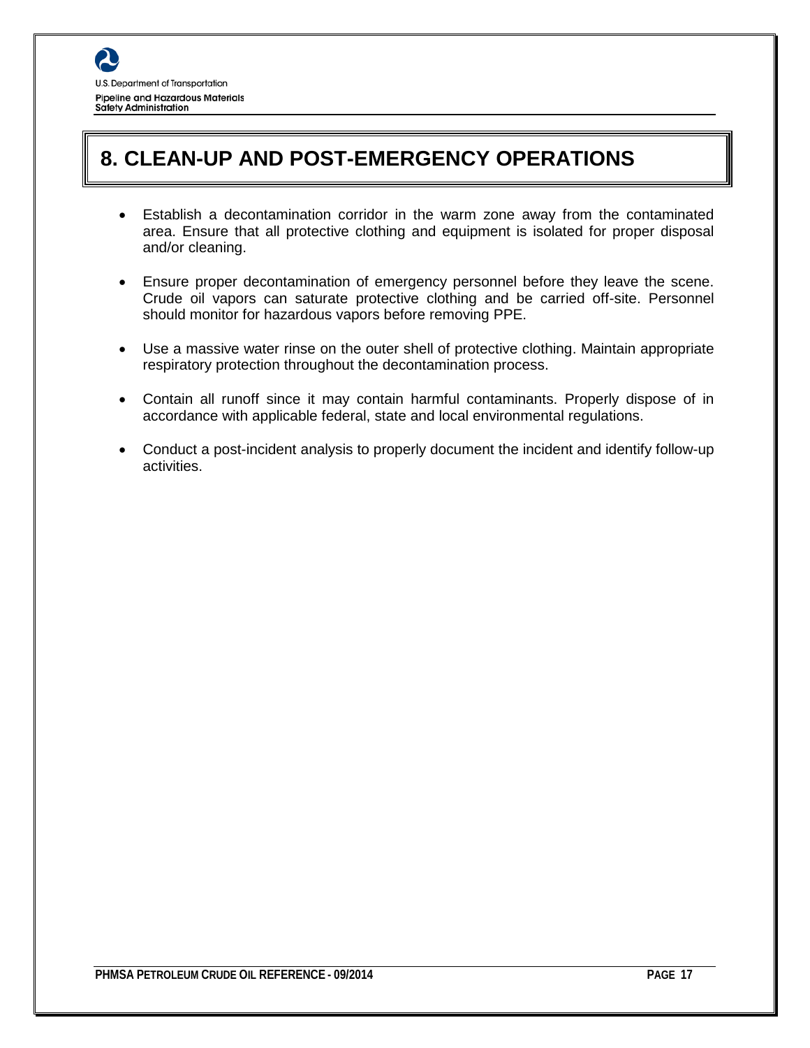# 8. CLEAN-UP AND POST-EMERGENCY OPERATIONS

- Establish a decontamination corridor in the warm zone away from the contaminated area. Ensure that all protective clothing and equipment is isolated for proper disposal and/or cleaning.
- Ensure proper decontamination of emergency personnel before they leave the scene. Crude oil vapors can saturate protective clothing and be carried off-site. Personnel should monitor for hazardous vapors before removing PPE.
- Use a massive water rinse on the outer shell of protective clothing. Maintain appropriate respiratory protection throughout the decontamination process.
- Contain all runoff since it may contain harmful contaminants. Properly dispose of in accordance with applicable federal, state and local environmental regulations.
- Conduct a post-incident analysis to properly document the incident and identify follow-up activities.